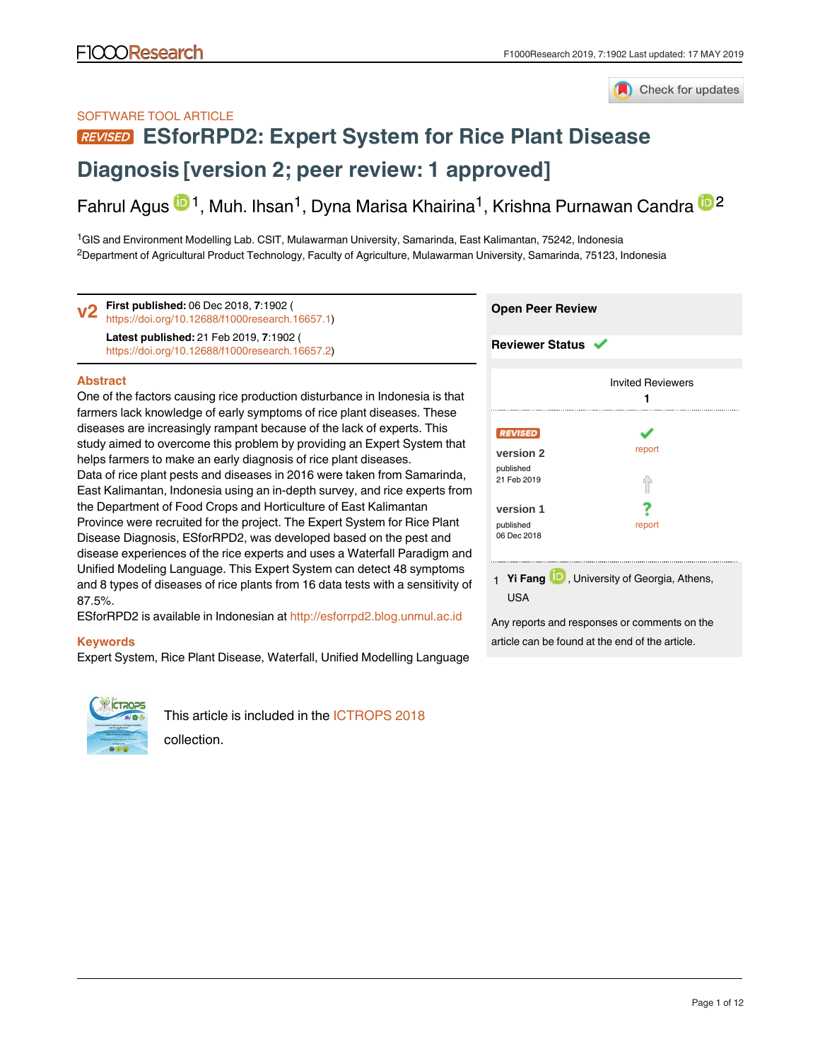SOFTWARE TOOL ARTICLE

# REVISED ESforRPD2: Expert System for Rice Plant Disease Diagnosis [version 2; peer review: 1 approved]

Fahrul Agus[1], Muh. Ihsan[1], Dyna Marisa Khairina[1], Krishna Purnawan Candra[2]

[1]GIS and Environment Modelling Lab. CSIT, Mulawarman University, Samarinda, East Kalimantan, 75242, Indonesia
[2]Department of Agricultural Product Technology, Faculty of Agriculture, Mulawarman University, Samarinda, 75123, Indonesia

**v2** **First published:** 06 Dec 2018, **7**:1902 (https://doi.org/10.12688/f1000research.16657.1)
**Latest published:** 21 Feb 2019, **7**:1902 (https://doi.org/10.12688/f1000research.16657.2)

## Abstract

One of the factors causing rice production disturbance in Indonesia is that farmers lack knowledge of early symptoms of rice plant diseases. These diseases are increasingly rampant because of the lack of experts. This study aimed to overcome this problem by providing an Expert System that helps farmers to make an early diagnosis of rice plant diseases.
Data of rice plant pests and diseases in 2016 were taken from Samarinda, East Kalimantan, Indonesia using an in-depth survey, and rice experts from the Department of Food Crops and Horticulture of East Kalimantan Province were recruited for the project. The Expert System for Rice Plant Disease Diagnosis, ESforRPD2, was developed based on the pest and disease experiences of the rice experts and uses a Waterfall Paradigm and Unified Modeling Language. This Expert System can detect 48 symptoms and 8 types of diseases of rice plants from 16 data tests with a sensitivity of 87.5%.
ESforRPD2 is available in Indonesian at http://esforrpd2.blog.unmul.ac.id

## Keywords

Expert System, Rice Plant Disease, Waterfall, Unified Modelling Language

**Open Peer Review**

**Reviewer Status** ✓

| | Invited Reviewers |
|---|---|
| | 1 |
| REVISED **version 2** published 21 Feb 2019 | ✓ report |
| **version 1** published 06 Dec 2018 | ? report |

1 **Yi Fang**, University of Georgia, Athens, USA

Any reports and responses or comments on the article can be found at the end of the article.

This article is included in the ICTROPS 2018 collection.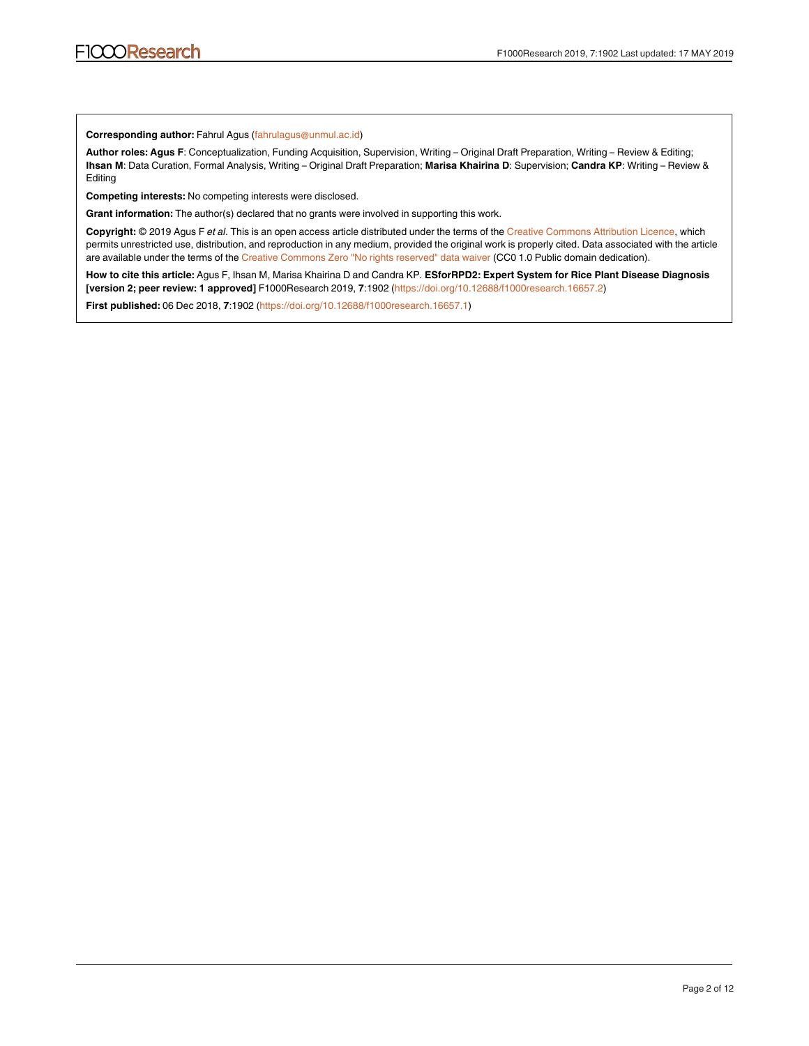**Corresponding author:** Fahrul Agus (fahrulagus@unmul.ac.id)

**Author roles: Agus F**: Conceptualization, Funding Acquisition, Supervision, Writing – Original Draft Preparation, Writing – Review & Editing; **Ihsan M**: Data Curation, Formal Analysis, Writing – Original Draft Preparation; **Marisa Khairina D**: Supervision; **Candra KP**: Writing – Review & Editing

**Competing interests:** No competing interests were disclosed.

**Grant information:** The author(s) declared that no grants were involved in supporting this work.

**Copyright:** © 2019 Agus F *et al*. This is an open access article distributed under the terms of the Creative Commons Attribution Licence, which permits unrestricted use, distribution, and reproduction in any medium, provided the original work is properly cited. Data associated with the article are available under the terms of the Creative Commons Zero "No rights reserved" data waiver (CC0 1.0 Public domain dedication).

**How to cite this article:** Agus F, Ihsan M, Marisa Khairina D and Candra KP. **ESforRPD2: Expert System for Rice Plant Disease Diagnosis [version 2; peer review: 1 approved]** F1000Research 2019, **7**:1902 (https://doi.org/10.12688/f1000research.16657.2)

**First published:** 06 Dec 2018, **7**:1902 (https://doi.org/10.12688/f1000research.16657.1)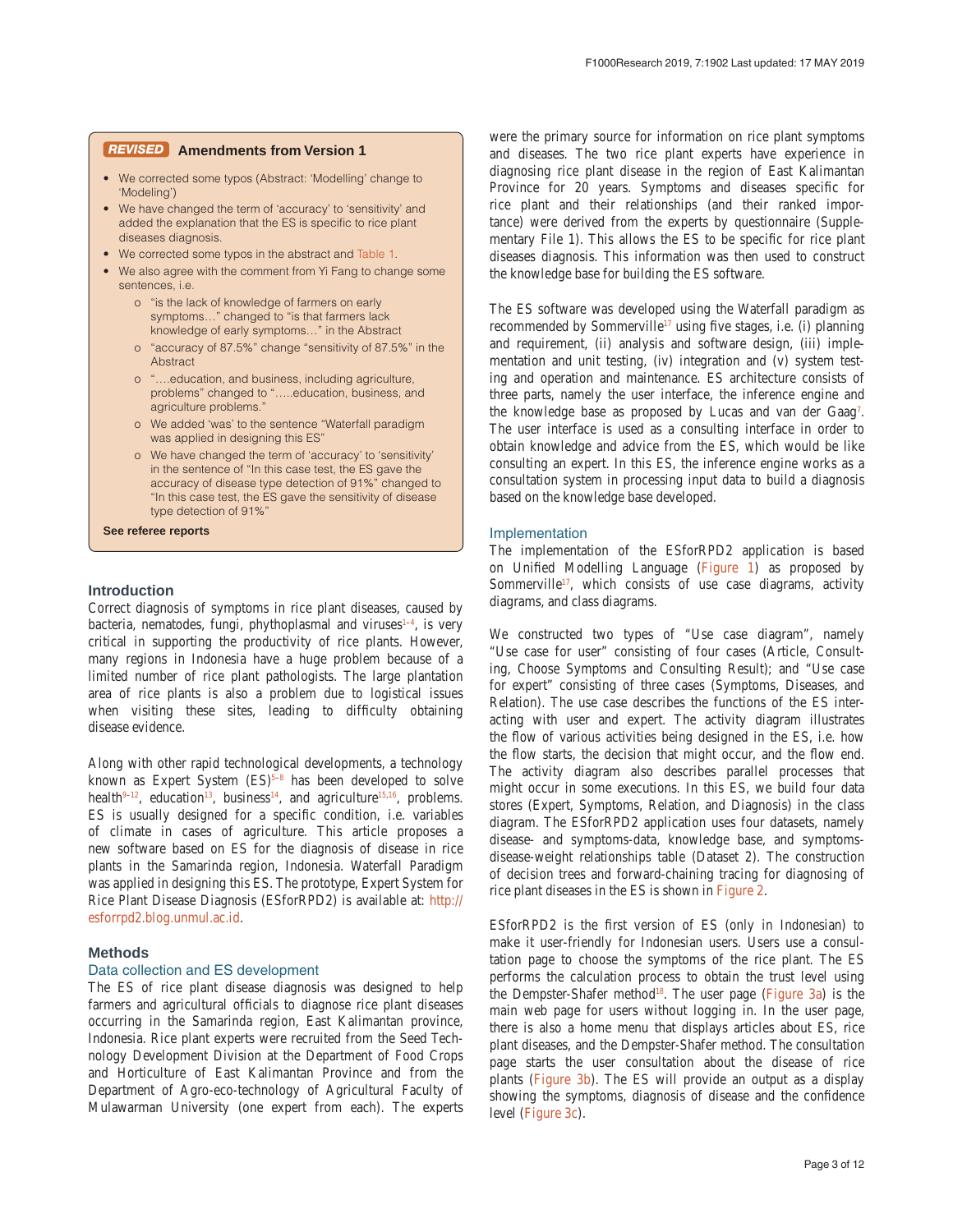**REVISED** **Amendments from Version 1**

- We corrected some typos (Abstract: 'Modelling' change to 'Modeling')
- We have changed the term of 'accuracy' to 'sensitivity' and added the explanation that the ES is specific to rice plant diseases diagnosis.
- We corrected some typos in the abstract and Table 1.
- We also agree with the comment from Yi Fang to change some sentences, i.e.
    - "is the lack of knowledge of farmers on early symptoms…" changed to "is that farmers lack knowledge of early symptoms…" in the Abstract
    - "accuracy of 87.5%" change "sensitivity of 87.5%" in the Abstract
    - "….education, and business, including agriculture, problems" changed to "…..education, business, and agriculture problems."
    - We added 'was' to the sentence "Waterfall paradigm was applied in designing this ES"
    - We have changed the term of 'accuracy' to 'sensitivity' in the sentence of "In this case test, the ES gave the accuracy of disease type detection of 91%" changed to "In this case test, the ES gave the sensitivity of disease type detection of 91%"

**See referee reports**

## Introduction

Correct diagnosis of symptoms in rice plant diseases, caused by bacteria, nematodes, fungi, phythoplasmal and viruses[1–4], is very critical in supporting the productivity of rice plants. However, many regions in Indonesia have a huge problem because of a limited number of rice plant pathologists. The large plantation area of rice plants is also a problem due to logistical issues when visiting these sites, leading to difficulty obtaining disease evidence.

Along with other rapid technological developments, a technology known as Expert System (ES)[5–8] has been developed to solve health[9–12], education[13], business[14], and agriculture[15,16], problems. ES is usually designed for a specific condition, i.e. variables of climate in cases of agriculture. This article proposes a new software based on ES for the diagnosis of disease in rice plants in the Samarinda region, Indonesia. Waterfall Paradigm was applied in designing this ES. The prototype, Expert System for Rice Plant Disease Diagnosis (ESforRPD2) is available at: http://esforrpd2.blog.unmul.ac.id.

## Methods

### Data collection and ES development

The ES of rice plant disease diagnosis was designed to help farmers and agricultural officials to diagnose rice plant diseases occurring in the Samarinda region, East Kalimantan province, Indonesia. Rice plant experts were recruited from the Seed Technology Development Division at the Department of Food Crops and Horticulture of East Kalimantan Province and from the Department of Agro-eco-technology of Agricultural Faculty of Mulawarman University (one expert from each). The experts were the primary source for information on rice plant symptoms and diseases. The two rice plant experts have experience in diagnosing rice plant disease in the region of East Kalimantan Province for 20 years. Symptoms and diseases specific for rice plant and their relationships (and their ranked importance) were derived from the experts by questionnaire (Supplementary File 1). This allows the ES to be specific for rice plant diseases diagnosis. This information was then used to construct the knowledge base for building the ES software.

The ES software was developed using the Waterfall paradigm as recommended by Sommerville[17] using five stages, i.e. (i) planning and requirement, (ii) analysis and software design, (iii) implementation and unit testing, (iv) integration and (v) system testing and operation and maintenance. ES architecture consists of three parts, namely the user interface, the inference engine and the knowledge base as proposed by Lucas and van der Gaag[7]. The user interface is used as a consulting interface in order to obtain knowledge and advice from the ES, which would be like consulting an expert. In this ES, the inference engine works as a consultation system in processing input data to build a diagnosis based on the knowledge base developed.

### Implementation

The implementation of the ESforRPD2 application is based on Unified Modelling Language (Figure 1) as proposed by Sommerville[17], which consists of use case diagrams, activity diagrams, and class diagrams.

We constructed two types of "Use case diagram", namely "Use case for user" consisting of four cases (Article, Consulting, Choose Symptoms and Consulting Result); and "Use case for expert" consisting of three cases (Symptoms, Diseases, and Relation). The use case describes the functions of the ES interacting with user and expert. The activity diagram illustrates the flow of various activities being designed in the ES, i.e. how the flow starts, the decision that might occur, and the flow end. The activity diagram also describes parallel processes that might occur in some executions. In this ES, we build four data stores (Expert, Symptoms, Relation, and Diagnosis) in the class diagram. The ESforRPD2 application uses four datasets, namely disease- and symptoms-data, knowledge base, and symptoms-disease-weight relationships table (Dataset 2). The construction of decision trees and forward-chaining tracing for diagnosing of rice plant diseases in the ES is shown in Figure 2.

ESforRPD2 is the first version of ES (only in Indonesian) to make it user-friendly for Indonesian users. Users use a consultation page to choose the symptoms of the rice plant. The ES performs the calculation process to obtain the trust level using the Dempster-Shafer method[18]. The user page (Figure 3a) is the main web page for users without logging in. In the user page, there is also a home menu that displays articles about ES, rice plant diseases, and the Dempster-Shafer method. The consultation page starts the user consultation about the disease of rice plants (Figure 3b). The ES will provide an output as a display showing the symptoms, diagnosis of disease and the confidence level (Figure 3c).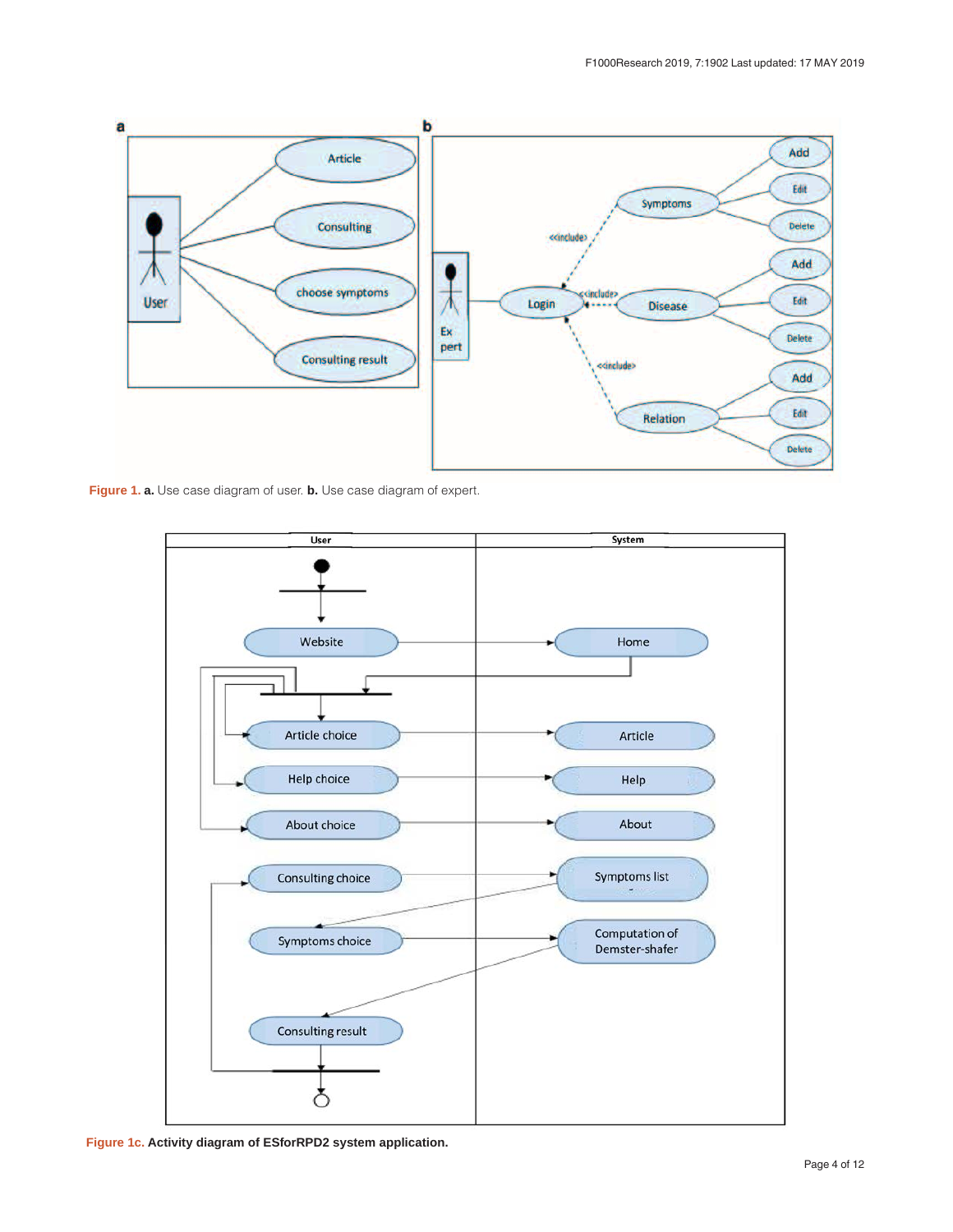**Figure 1.** **a.** Use case diagram of user. **b.** Use case diagram of expert.

**Figure 1c.** **Activity diagram of ESforRPD2 system application.**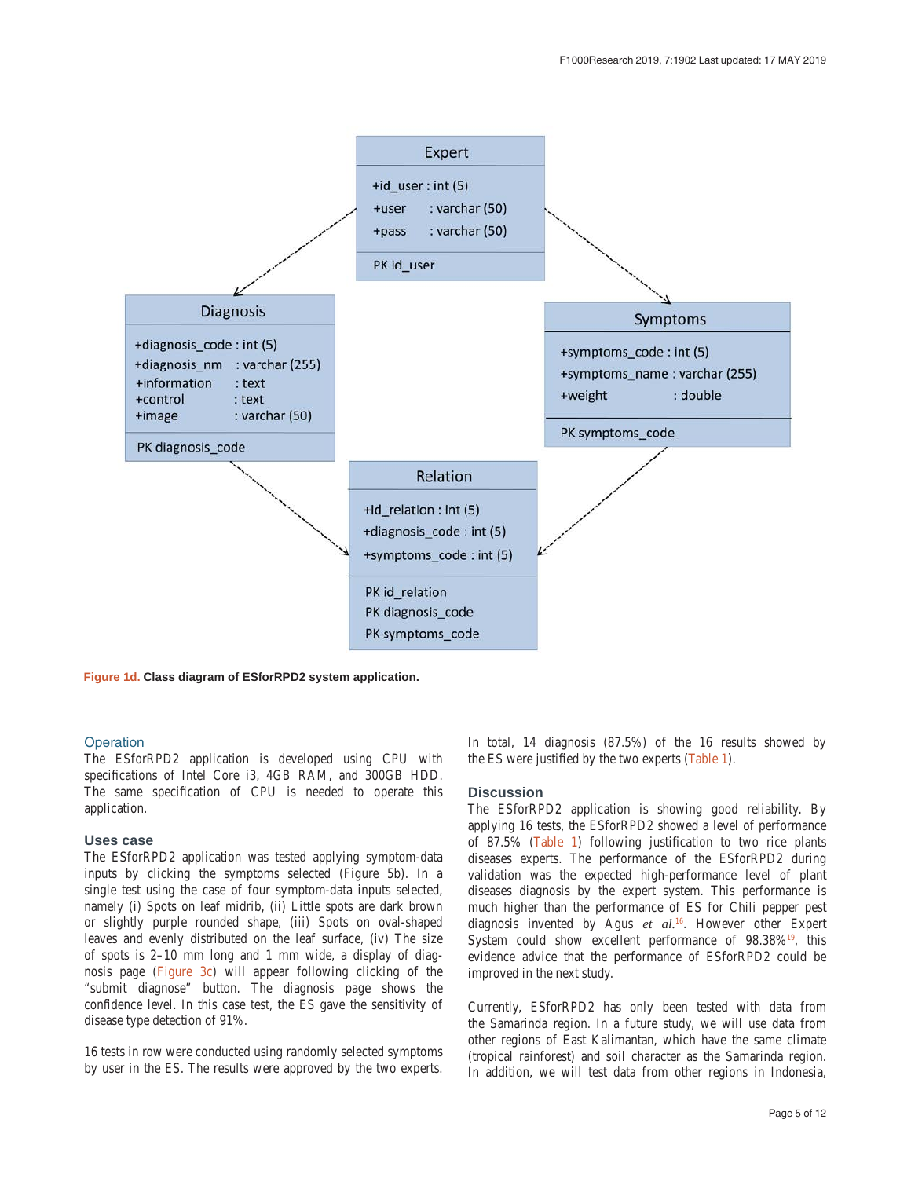Expert

+id_user : int (5)
+user : varchar (50)
+pass : varchar (50)

PK id_user

Diagnosis

+diagnosis_code : int (5)
+diagnosis_nm : varchar (255)
+information : text
+control : text
+image : varchar (50)

PK diagnosis_code

Symptoms

+symptoms_code : int (5)
+symptoms_name : varchar (255)
+weight : double

PK symptoms_code

Relation

+id_relation : int (5)
+diagnosis_code : int (5)
+symptoms_code : int (5)

PK id_relation
PK diagnosis_code
PK symptoms_code

**Figure 1d. Class diagram of ESforRPD2 system application.**

## Operation

The ESforRPD2 application is developed using CPU with specifications of Intel Core i3, 4GB RAM, and 300GB HDD. The same specification of CPU is needed to operate this application.

## Uses case

The ESforRPD2 application was tested applying symptom-data inputs by clicking the symptoms selected (Figure 5b). In a single test using the case of four symptom-data inputs selected, namely (i) Spots on leaf midrib, (ii) Little spots are dark brown or slightly purple rounded shape, (iii) Spots on oval-shaped leaves and evenly distributed on the leaf surface, (iv) The size of spots is 2–10 mm long and 1 mm wide, a display of diagnosis page (Figure 3c) will appear following clicking of the "submit diagnose" button. The diagnosis page shows the confidence level. In this case test, the ES gave the sensitivity of disease type detection of 91%.

16 tests in row were conducted using randomly selected symptoms by user in the ES. The results were approved by the two experts. In total, 14 diagnosis (87.5%) of the 16 results showed by the ES were justified by the two experts (Table 1).

## Discussion

The ESforRPD2 application is showing good reliability. By applying 16 tests, the ESforRPD2 showed a level of performance of 87.5% (Table 1) following justification to two rice plants diseases experts. The performance of the ESforRPD2 during validation was the expected high-performance level of plant diseases diagnosis by the expert system. This performance is much higher than the performance of ES for Chili pepper pest diagnosis invented by Agus *et al.*[16]. However other Expert System could show excellent performance of 98.38%[19], this evidence advice that the performance of ESforRPD2 could be improved in the next study.

Currently, ESforRPD2 has only been tested with data from the Samarinda region. In a future study, we will use data from other regions of East Kalimantan, which have the same climate (tropical rainforest) and soil character as the Samarinda region. In addition, we will test data from other regions in Indonesia,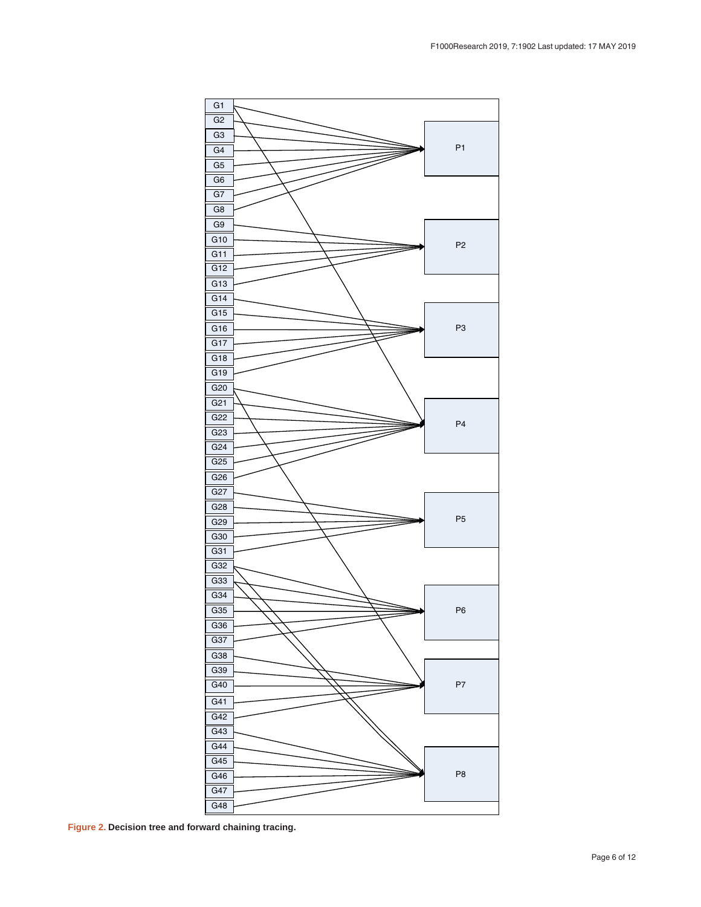**Figure 2. Decision tree and forward chaining tracing.**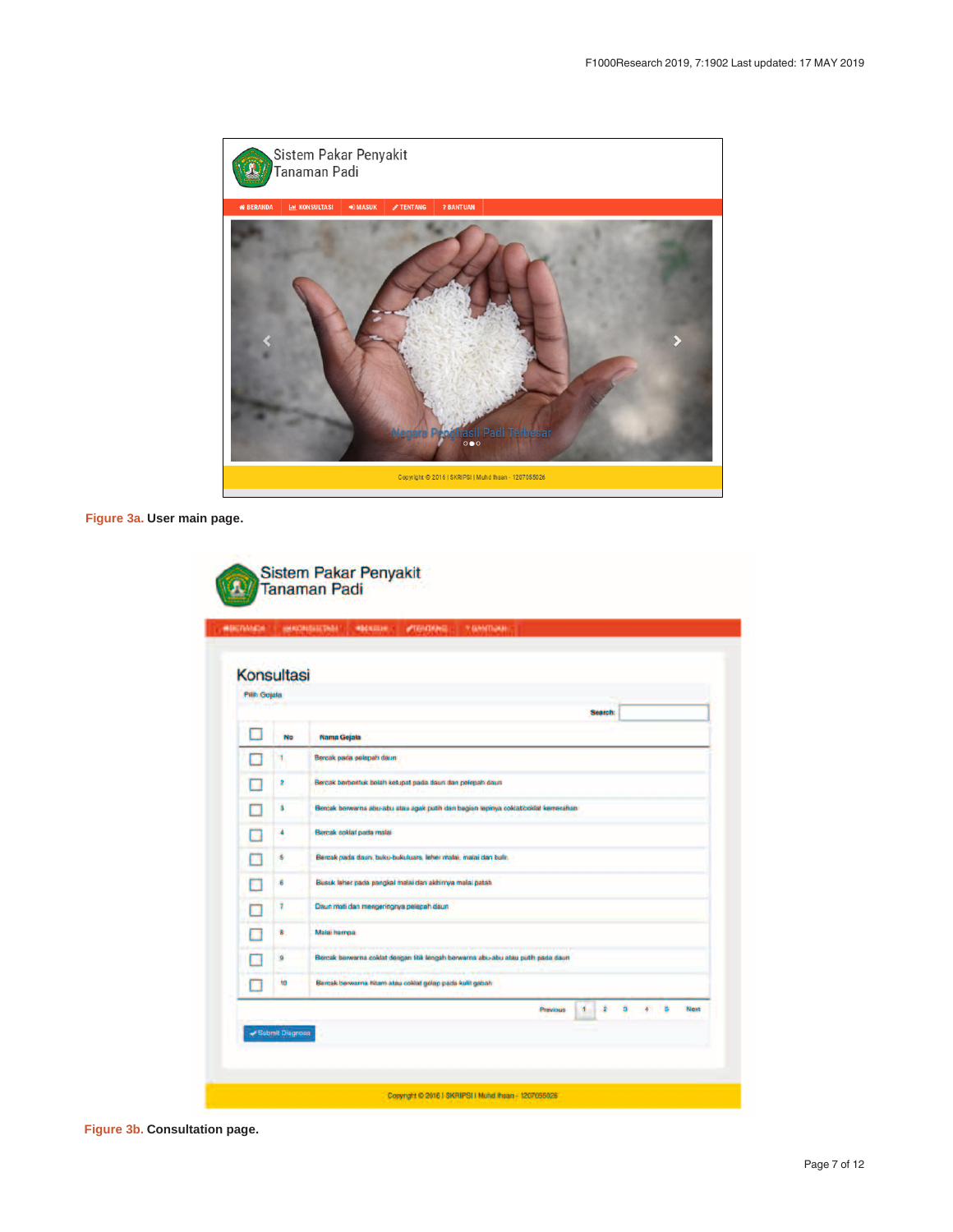Figure 3a. User main page.

Figure 3b. Consultation page.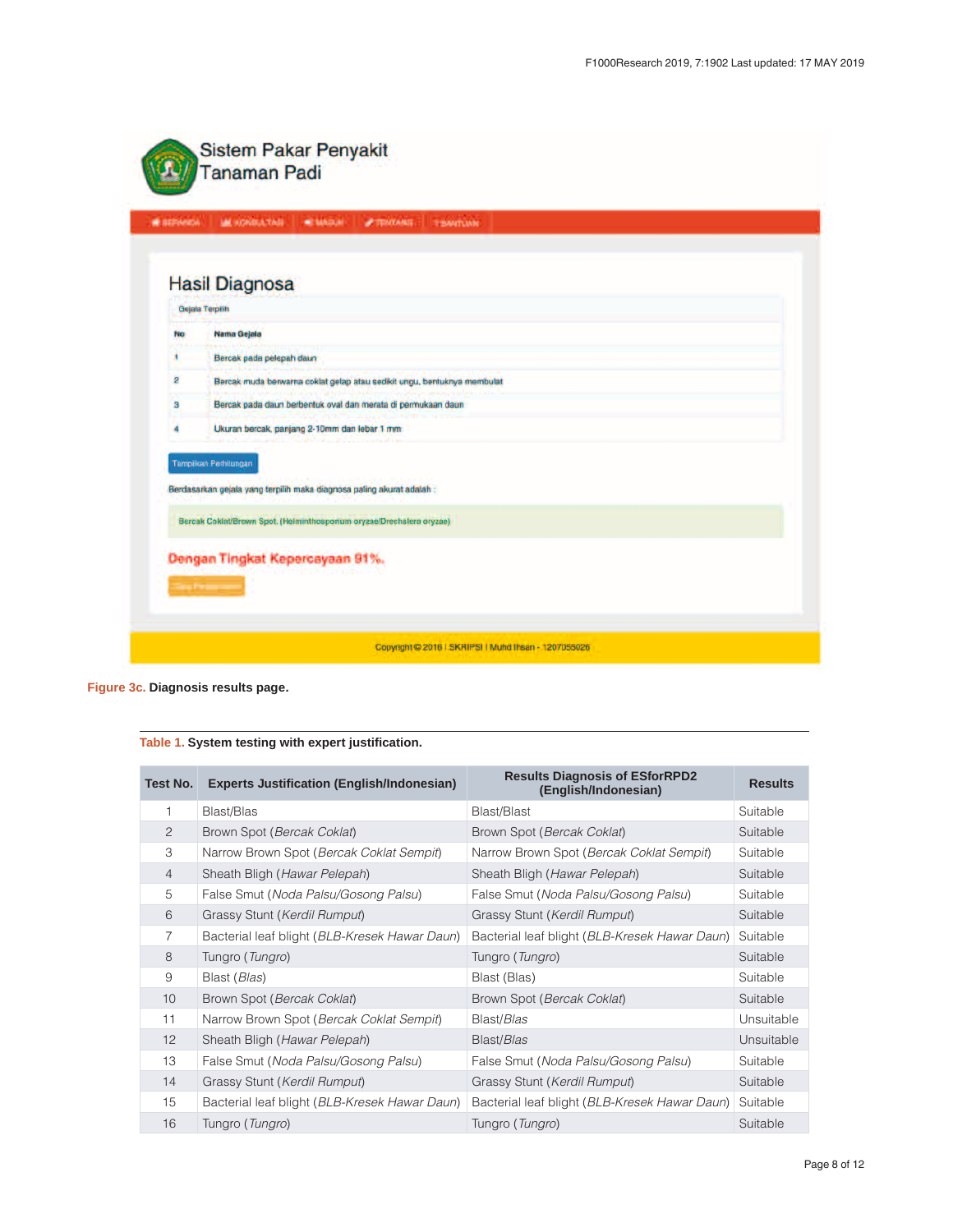**Figure 3c.** **Diagnosis results page.**

**Table 1.** **System testing with expert justification.**

| Test No. | Experts Justification (English/Indonesian) | Results Diagnosis of ESforRPD2 (English/Indonesian) | Results |
|---|---|---|---|
| 1 | Blast/Blas | Blast/Blast | Suitable |
| 2 | Brown Spot (*Bercak Coklat*) | Brown Spot (*Bercak Coklat*) | Suitable |
| 3 | Narrow Brown Spot (*Bercak Coklat Sempit*) | Narrow Brown Spot (*Bercak Coklat Sempit*) | Suitable |
| 4 | Sheath Bligh (*Hawar Pelepah*) | Sheath Bligh (*Hawar Pelepah*) | Suitable |
| 5 | False Smut (*Noda Palsu/Gosong Palsu*) | False Smut (*Noda Palsu/Gosong Palsu*) | Suitable |
| 6 | Grassy Stunt (*Kerdil Rumput*) | Grassy Stunt (*Kerdil Rumput*) | Suitable |
| 7 | Bacterial leaf blight (*BLB-Kresek Hawar Daun*) | Bacterial leaf blight (*BLB-Kresek Hawar Daun*) | Suitable |
| 8 | Tungro (*Tungro*) | Tungro (*Tungro*) | Suitable |
| 9 | Blast (*Blas*) | Blast (Blas) | Suitable |
| 10 | Brown Spot (*Bercak Coklat*) | Brown Spot (*Bercak Coklat*) | Suitable |
| 11 | Narrow Brown Spot (*Bercak Coklat Sempit*) | Blast/*Blas* | Unsuitable |
| 12 | Sheath Bligh (*Hawar Pelepah*) | Blast/*Blas* | Unsuitable |
| 13 | False Smut (*Noda Palsu/Gosong Palsu*) | False Smut (*Noda Palsu/Gosong Palsu*) | Suitable |
| 14 | Grassy Stunt (*Kerdil Rumput*) | Grassy Stunt (*Kerdil Rumput*) | Suitable |
| 15 | Bacterial leaf blight (*BLB-Kresek Hawar Daun*) | Bacterial leaf blight (*BLB-Kresek Hawar Daun*) | Suitable |
| 16 | Tungro (*Tungro*) | Tungro (*Tungro*) | Suitable |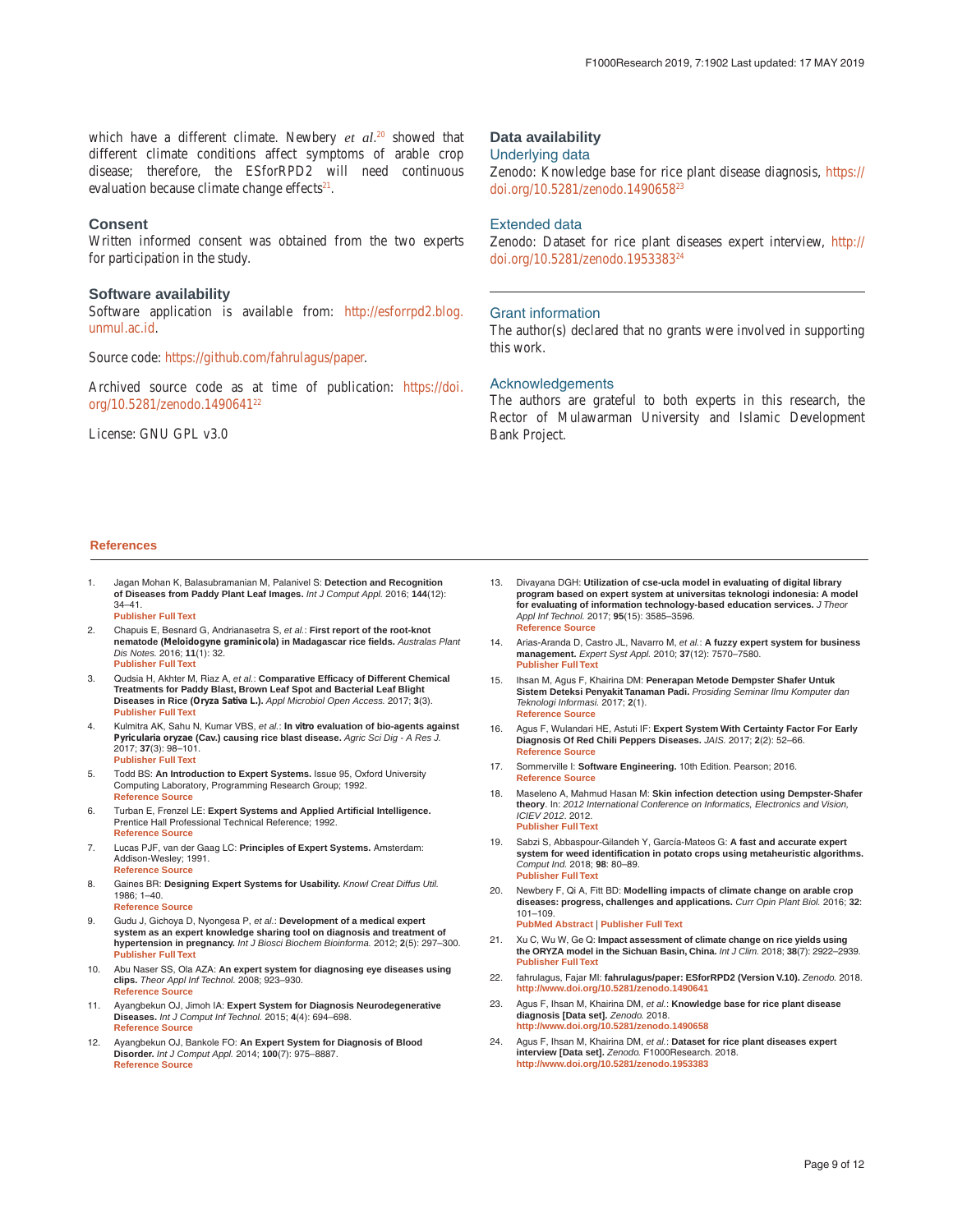which have a different climate. Newbery *et al.*[20] showed that different climate conditions affect symptoms of arable crop disease; therefore, the ESforRPD2 will need continuous evaluation because climate change effects[21].

## Consent

Written informed consent was obtained from the two experts for participation in the study.

## Software availability

Software application is available from: http://esforrpd2.blog.unmul.ac.id.

Source code: https://github.com/fahrulagus/paper.

Archived source code as at time of publication: https://doi.org/10.5281/zenodo.1490641[22]

License: GNU GPL v3.0

## Data availability

### Underlying data

Zenodo: Knowledge base for rice plant disease diagnosis, https://doi.org/10.5281/zenodo.1490658[23]

### Extended data

Zenodo: Dataset for rice plant diseases expert interview, http://doi.org/10.5281/zenodo.1953383[24]

### Grant information

The author(s) declared that no grants were involved in supporting this work.

### Acknowledgements

The authors are grateful to both experts in this research, the Rector of Mulawarman University and Islamic Development Bank Project.

## References

1. Jagan Mohan K, Balasubramanian M, Palanivel S: **Detection and Recognition of Diseases from Paddy Plant Leaf Images.** *Int J Comput Appl.* 2016; **144**(12): 34–41.
   Publisher Full Text
2. Chapuis E, Besnard G, Andrianasetra S, *et al.*: **First report of the root-knot nematode (*Meloidogyne graminicola*) in Madagascar rice fields.** *Australas Plant Dis Notes.* 2016; **11**(1): 32.
   Publisher Full Text
3. Qudsia H, Akhter M, Riaz A, *et al.*: **Comparative Efficacy of Different Chemical Treatments for Paddy Blast, Brown Leaf Spot and Bacterial Leaf Blight Diseases in Rice (*Oryza Sativa* L.).** *Appl Microbiol Open Access.* 2017; **3**(3).
   Publisher Full Text
4. Kulmitra AK, Sahu N, Kumar VBS, *et al.*: ***In vitro* evaluation of bio-agents against *Pyricularia oryzae* (Cav.) causing rice blast disease.** *Agric Sci Dig - A Res J.* 2017; **37**(3): 98–101.
   Publisher Full Text
5. Todd BS: **An Introduction to Expert Systems.** Issue 95, Oxford University Computing Laboratory, Programming Research Group; 1992.
   Reference Source
6. Turban E, Frenzel LE: **Expert Systems and Applied Artificial Intelligence.** Prentice Hall Professional Technical Reference; 1992.
   Reference Source
7. Lucas PJF, van der Gaag LC: **Principles of Expert Systems.** Amsterdam: Addison-Wesley; 1991.
   Reference Source
8. Gaines BR: **Designing Expert Systems for Usability.** *Knowl Creat Diffus Util.* 1986; 1–40.
   Reference Source
9. Gudu J, Gichoya D, Nyongesa P, *et al.*: **Development of a medical expert system as an expert knowledge sharing tool on diagnosis and treatment of hypertension in pregnancy.** *Int J Biosci Biochem Bioinforma.* 2012; **2**(5): 297–300.
   Publisher Full Text
10. Abu Naser SS, Ola AZA: **An expert system for diagnosing eye diseases using clips.** *Theor Appl Inf Technol.* 2008; 923–930.
    Reference Source
11. Ayangbekun OJ, Jimoh IA: **Expert System for Diagnosis Neurodegenerative Diseases.** *Int J Comput Inf Technol.* 2015; **4**(4): 694–698.
    Reference Source
12. Ayangbekun OJ, Bankole FO: **An Expert System for Diagnosis of Blood Disorder.** *Int J Comput Appl.* 2014; **100**(7): 975–8887.
    Reference Source
13. Divayana DGH: **Utilization of cse-ucla model in evaluating of digital library program based on expert system at universitas teknologi indonesia: A model for evaluating of information technology-based education services.** *J Theor Appl Inf Technol.* 2017; **95**(15): 3585–3596.
    Reference Source
14. Arias-Aranda D, Castro JL, Navarro M, *et al.*: **A fuzzy expert system for business management.** *Expert Syst Appl.* 2010; **37**(12): 7570–7580.
    Publisher Full Text
15. Ihsan M, Agus F, Khairina DM: **Penerapan Metode Dempster Shafer Untuk Sistem Deteksi Penyakit Tanaman Padi.** *Prosiding Seminar Ilmu Komputer dan Teknologi Informasi.* 2017; **2**(1).
    Reference Source
16. Agus F, Wulandari HE, Astuti IF: **Expert System With Certainty Factor For Early Diagnosis Of Red Chili Peppers Diseases.** *JAIS.* 2017; **2**(2): 52–66.
    Reference Source
17. Sommerville I: **Software Engineering.** 10th Edition. Pearson; 2016.
    Reference Source
18. Maseleno A, Mahmud Hasan M: **Skin infection detection using Dempster-Shafer theory**. In: *2012 International Conference on Informatics, Electronics and Vision, ICIEV 2012.* 2012.
    Publisher Full Text
19. Sabzi S, Abbaspour-Gilandeh Y, García-Mateos G: **A fast and accurate expert system for weed identification in potato crops using metaheuristic algorithms.** *Comput Ind.* 2018; **98**: 80–89.
    Publisher Full Text
20. Newbery F, Qi A, Fitt BD: **Modelling impacts of climate change on arable crop diseases: progress, challenges and applications.** *Curr Opin Plant Biol.* 2016; **32**: 101–109.
    PubMed Abstract | Publisher Full Text
21. Xu C, Wu W, Ge Q: **Impact assessment of climate change on rice yields using the ORYZA model in the Sichuan Basin, China.** *Int J Clim.* 2018; **38**(7): 2922–2939.
    Publisher Full Text
22. fahrulagus, Fajar MI: **fahrulagus/paper: ESforRPD2 (Version V.10).** *Zenodo.* 2018.
    http://www.doi.org/10.5281/zenodo.1490641
23. Agus F, Ihsan M, Khairina DM, *et al.*: **Knowledge base for rice plant disease diagnosis [Data set].** *Zenodo.* 2018.
    http://www.doi.org/10.5281/zenodo.1490658
24. Agus F, Ihsan M, Khairina DM, *et al.*: **Dataset for rice plant diseases expert interview [Data set].** *Zenodo.* F1000Research. 2018.
    http://www.doi.org/10.5281/zenodo.1953383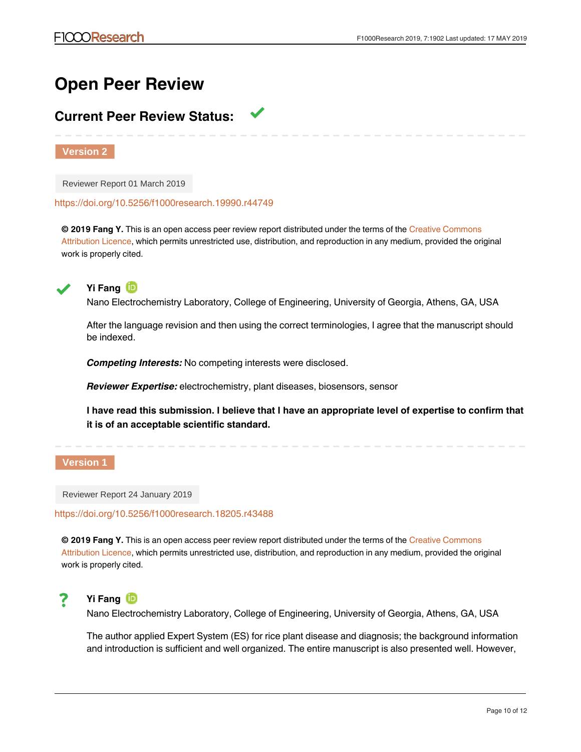# Open Peer Review

## Current Peer Review Status: ✔

**Version 2**

Reviewer Report 01 March 2019

https://doi.org/10.5256/f1000research.19990.r44749

**© 2019 Fang Y.** This is an open access peer review report distributed under the terms of the Creative Commons Attribution Licence, which permits unrestricted use, distribution, and reproduction in any medium, provided the original work is properly cited.

✔ **Yi Fang**

Nano Electrochemistry Laboratory, College of Engineering, University of Georgia, Athens, GA, USA

After the language revision and then using the correct terminologies, I agree that the manuscript should be indexed.

***Competing Interests:*** No competing interests were disclosed.

***Reviewer Expertise:*** electrochemistry, plant diseases, biosensors, sensor

**I have read this submission. I believe that I have an appropriate level of expertise to confirm that it is of an acceptable scientific standard.**

**Version 1**

Reviewer Report 24 January 2019

https://doi.org/10.5256/f1000research.18205.r43488

**© 2019 Fang Y.** This is an open access peer review report distributed under the terms of the Creative Commons Attribution Licence, which permits unrestricted use, distribution, and reproduction in any medium, provided the original work is properly cited.

? **Yi Fang**

Nano Electrochemistry Laboratory, College of Engineering, University of Georgia, Athens, GA, USA

The author applied Expert System (ES) for rice plant disease and diagnosis; the background information and introduction is sufficient and well organized. The entire manuscript is also presented well. However,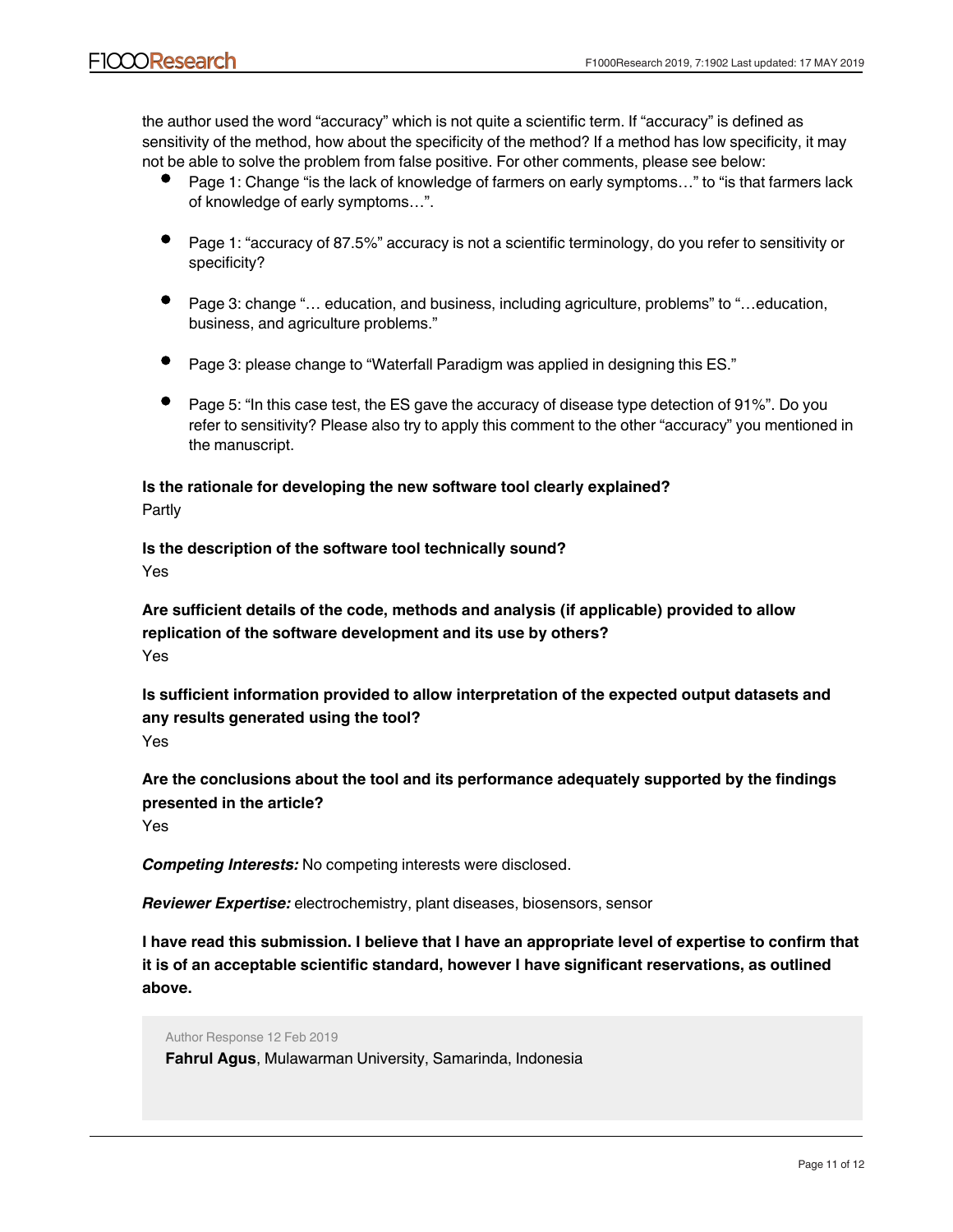the author used the word "accuracy" which is not quite a scientific term. If "accuracy" is defined as sensitivity of the method, how about the specificity of the method? If a method has low specificity, it may not be able to solve the problem from false positive. For other comments, please see below:

- Page 1: Change "is the lack of knowledge of farmers on early symptoms…" to "is that farmers lack of knowledge of early symptoms…".
- Page 1: "accuracy of 87.5%" accuracy is not a scientific terminology, do you refer to sensitivity or specificity?
- Page 3: change "… education, and business, including agriculture, problems" to "…education, business, and agriculture problems."
- Page 3: please change to "Waterfall Paradigm was applied in designing this ES."
- Page 5: "In this case test, the ES gave the accuracy of disease type detection of 91%". Do you refer to sensitivity? Please also try to apply this comment to the other "accuracy" you mentioned in the manuscript.

**Is the rationale for developing the new software tool clearly explained?**

Partly

**Is the description of the software tool technically sound?**

Yes

**Are sufficient details of the code, methods and analysis (if applicable) provided to allow replication of the software development and its use by others?**

Yes

**Is sufficient information provided to allow interpretation of the expected output datasets and any results generated using the tool?**

Yes

**Are the conclusions about the tool and its performance adequately supported by the findings presented in the article?**

Yes

***Competing Interests:*** No competing interests were disclosed.

***Reviewer Expertise:*** electrochemistry, plant diseases, biosensors, sensor

**I have read this submission. I believe that I have an appropriate level of expertise to confirm that it is of an acceptable scientific standard, however I have significant reservations, as outlined above.**

Author Response 12 Feb 2019

**Fahrul Agus**, Mulawarman University, Samarinda, Indonesia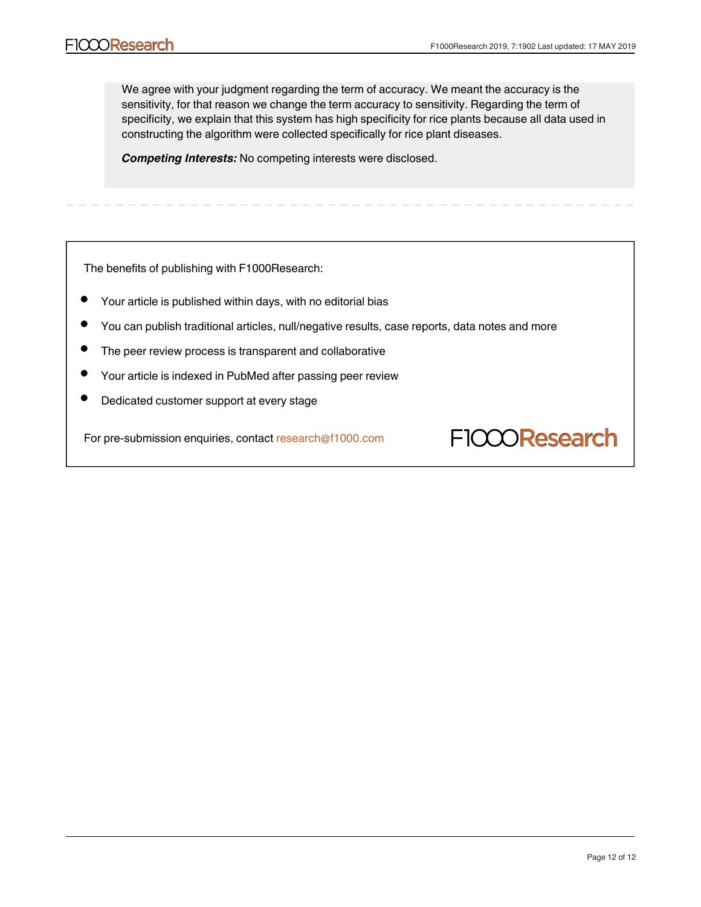We agree with your judgment regarding the term of accuracy. We meant the accuracy is the sensitivity, for that reason we change the term accuracy to sensitivity. Regarding the term of specificity, we explain that this system has high specificity for rice plants because all data used in constructing the algorithm were collected specifically for rice plant diseases.

***Competing Interests:*** No competing interests were disclosed.

---

The benefits of publishing with F1000Research:

- Your article is published within days, with no editorial bias
- You can publish traditional articles, null/negative results, case reports, data notes and more
- The peer review process is transparent and collaborative
- Your article is indexed in PubMed after passing peer review
- Dedicated customer support at every stage

For pre-submission enquiries, contact research@f1000.com

F1000Research